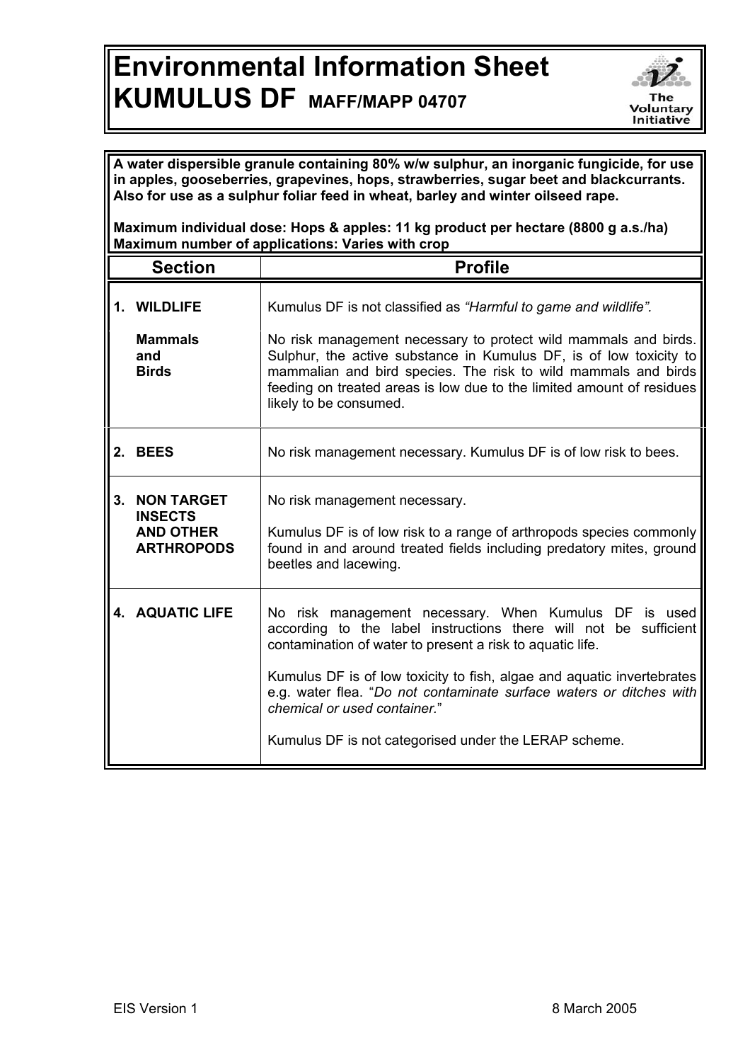# Environmental Information Sheet
# KUMULUS DF MAFF/MAPP 04707

**A water dispersible granule containing 80% w/w sulphur, an inorganic fungicide, for use in apples, gooseberries, grapevines, hops, strawberries, sugar beet and blackcurrants. Also for use as a sulphur foliar feed in wheat, barley and winter oilseed rape.**

**Maximum individual dose: Hops & apples: 11 kg product per hectare (8800 g a.s./ha)**
**Maximum number of applications: Varies with crop**

| Section | Profile |
|---|---|
| **1. WILDLIFE** | Kumulus DF is not classified as *"Harmful to game and wildlife".* |
| **Mammals and Birds** | No risk management necessary to protect wild mammals and birds. Sulphur, the active substance in Kumulus DF, is of low toxicity to mammalian and bird species. The risk to wild mammals and birds feeding on treated areas is low due to the limited amount of residues likely to be consumed. |
| **2. BEES** | No risk management necessary. Kumulus DF is of low risk to bees. |
| **3. NON TARGET INSECTS AND OTHER ARTHROPODS** | No risk management necessary.<br><br>Kumulus DF is of low risk to a range of arthropods species commonly found in and around treated fields including predatory mites, ground beetles and lacewing. |
| **4. AQUATIC LIFE** | No risk management necessary. When Kumulus DF is used according to the label instructions there will not be sufficient contamination of water to present a risk to aquatic life.<br><br>Kumulus DF is of low toxicity to fish, algae and aquatic invertebrates e.g. water flea. "*Do not contaminate surface waters or ditches with chemical or used container.*"<br><br>Kumulus DF is not categorised under the LERAP scheme. |

EIS Version 1 — 8 March 2005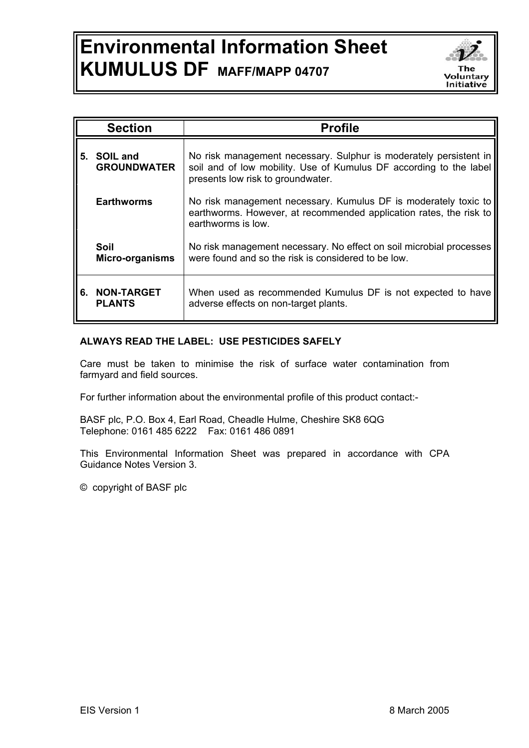# Environmental Information Sheet
# KUMULUS DF MAFF/MAPP 04707

| Section | Profile |
|---|---|
| **5. SOIL and GROUNDWATER** | No risk management necessary. Sulphur is moderately persistent in soil and of low mobility. Use of Kumulus DF according to the label presents low risk to groundwater. |
| **Earthworms** | No risk management necessary. Kumulus DF is moderately toxic to earthworms. However, at recommended application rates, the risk to earthworms is low. |
| **Soil Micro-organisms** | No risk management necessary. No effect on soil microbial processes were found and so the risk is considered to be low. |
| **6. NON-TARGET PLANTS** | When used as recommended Kumulus DF is not expected to have adverse effects on non-target plants. |

**ALWAYS READ THE LABEL: USE PESTICIDES SAFELY**

Care must be taken to minimise the risk of surface water contamination from farmyard and field sources.

For further information about the environmental profile of this product contact:-

BASF plc, P.O. Box 4, Earl Road, Cheadle Hulme, Cheshire SK8 6QG
Telephone: 0161 485 6222 Fax: 0161 486 0891

This Environmental Information Sheet was prepared in accordance with CPA Guidance Notes Version 3.

© copyright of BASF plc

EIS Version 1 8 March 2005